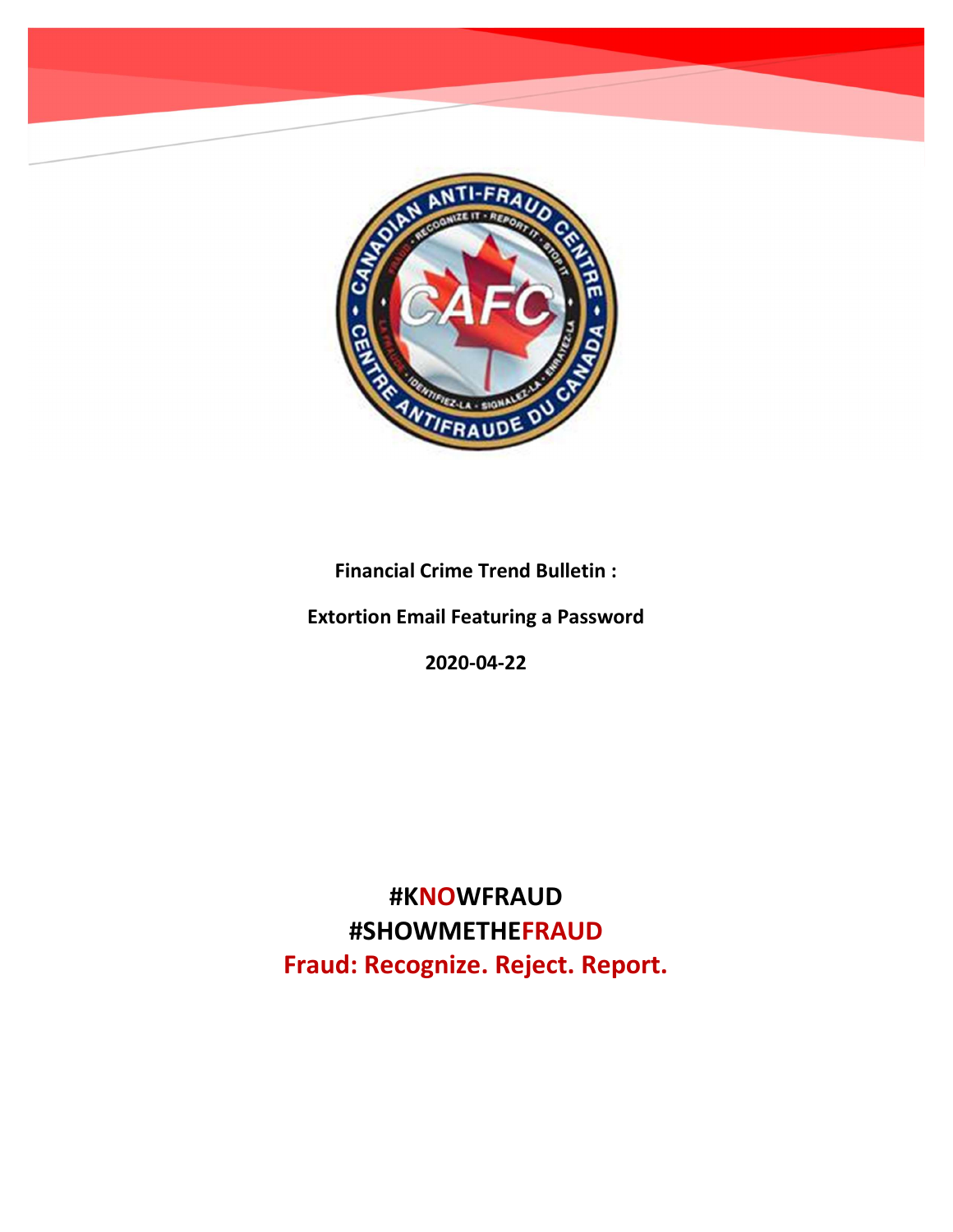**Financial Crime Trend Bulletin :**

**Extortion Email Featuring a Password**

**2020-04-22**

**#KNOWFRAUD**

**#SHOWMETHEFRAUD**

**Fraud: Recognize. Reject. Report.**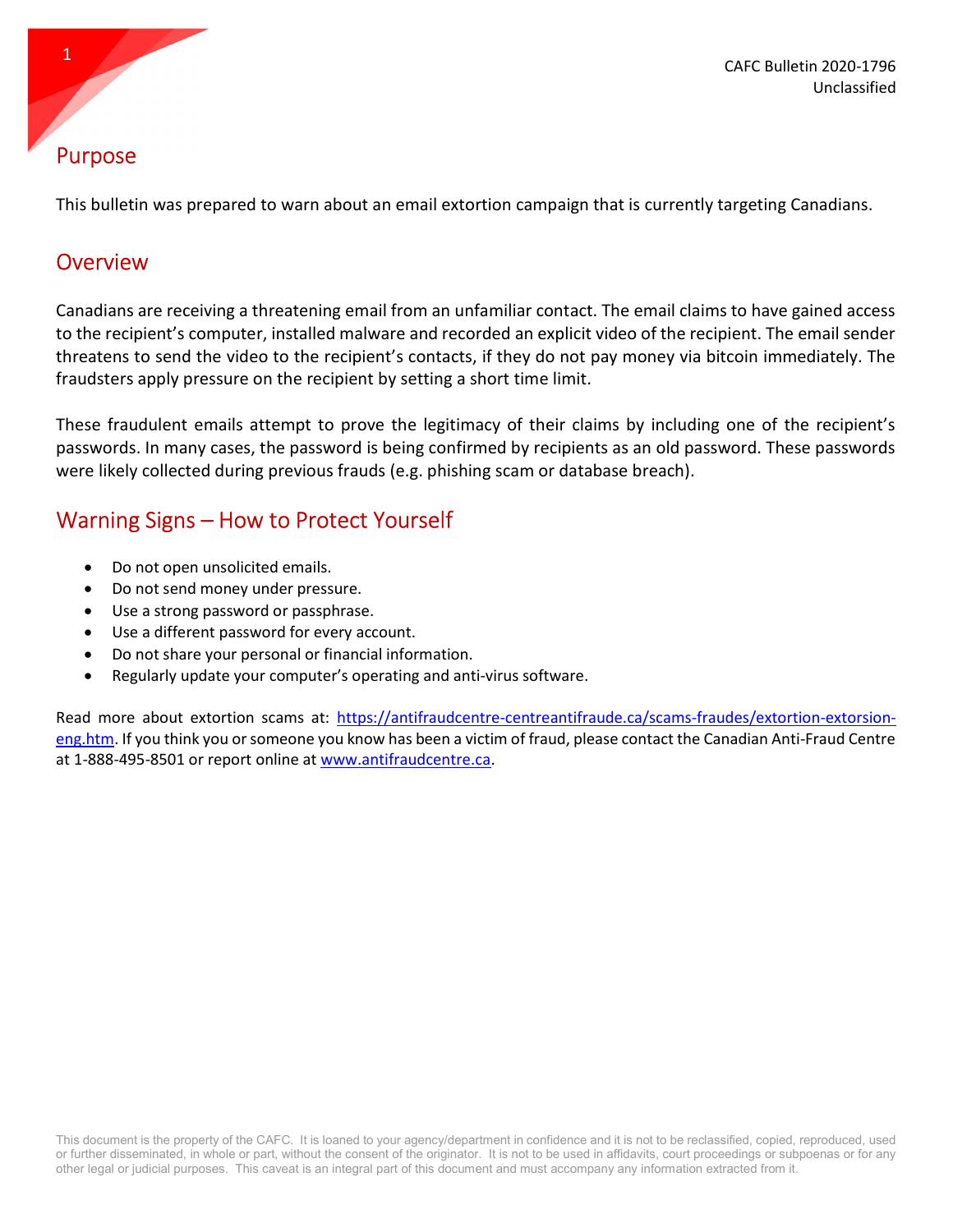## Purpose

This bulletin was prepared to warn about an email extortion campaign that is currently targeting Canadians.

## Overview

Canadians are receiving a threatening email from an unfamiliar contact. The email claims to have gained access to the recipient's computer, installed malware and recorded an explicit video of the recipient. The email sender threatens to send the video to the recipient's contacts, if they do not pay money via bitcoin immediately. The fraudsters apply pressure on the recipient by setting a short time limit.

These fraudulent emails attempt to prove the legitimacy of their claims by including one of the recipient's passwords. In many cases, the password is being confirmed by recipients as an old password. These passwords were likely collected during previous frauds (e.g. phishing scam or database breach).

## Warning Signs – How to Protect Yourself

- Do not open unsolicited emails.
- Do not send money under pressure.
- Use a strong password or passphrase.
- Use a different password for every account.
- Do not share your personal or financial information.
- Regularly update your computer's operating and anti-virus software.

Read more about extortion scams at: https://antifraudcentre-centreantifraude.ca/scams-fraudes/extortion-extorsion-eng.htm. If you think you or someone you know has been a victim of fraud, please contact the Canadian Anti-Fraud Centre at 1-888-495-8501 or report online at www.antifraudcentre.ca.

This document is the property of the CAFC. It is loaned to your agency/department in confidence and it is not to be reclassified, copied, reproduced, used or further disseminated, in whole or part, without the consent of the originator. It is not to be used in affidavits, court proceedings or subpoenas or for any other legal or judicial purposes. This caveat is an integral part of this document and must accompany any information extracted from it.